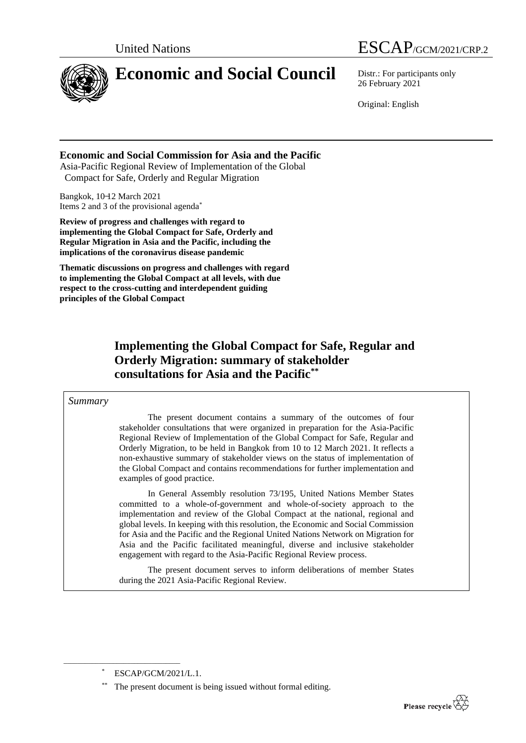United Nations ESCAP/GCM/2021/CRP.2

# Economic and Social Council

Distr.: For participants only
26 February 2021

Original: English

**Economic and Social Commission for Asia and the Pacific**
Asia-Pacific Regional Review of Implementation of the Global Compact for Safe, Orderly and Regular Migration

Bangkok, 10–12 March 2021
Items 2 and 3 of the provisional agenda*

**Review of progress and challenges with regard to implementing the Global Compact for Safe, Orderly and Regular Migration in Asia and the Pacific, including the implications of the coronavirus disease pandemic**

**Thematic discussions on progress and challenges with regard to implementing the Global Compact at all levels, with due respect to the cross-cutting and interdependent guiding principles of the Global Compact**

## Implementing the Global Compact for Safe, Regular and Orderly Migration: summary of stakeholder consultations for Asia and the Pacific**

*Summary*

The present document contains a summary of the outcomes of four stakeholder consultations that were organized in preparation for the Asia-Pacific Regional Review of Implementation of the Global Compact for Safe, Regular and Orderly Migration, to be held in Bangkok from 10 to 12 March 2021. It reflects a non-exhaustive summary of stakeholder views on the status of implementation of the Global Compact and contains recommendations for further implementation and examples of good practice.

In General Assembly resolution 73/195, United Nations Member States committed to a whole-of-government and whole-of-society approach to the implementation and review of the Global Compact at the national, regional and global levels. In keeping with this resolution, the Economic and Social Commission for Asia and the Pacific and the Regional United Nations Network on Migration for Asia and the Pacific facilitated meaningful, diverse and inclusive stakeholder engagement with regard to the Asia-Pacific Regional Review process.

The present document serves to inform deliberations of member States during the 2021 Asia-Pacific Regional Review.

\* ESCAP/GCM/2021/L.1.

\*\* The present document is being issued without formal editing.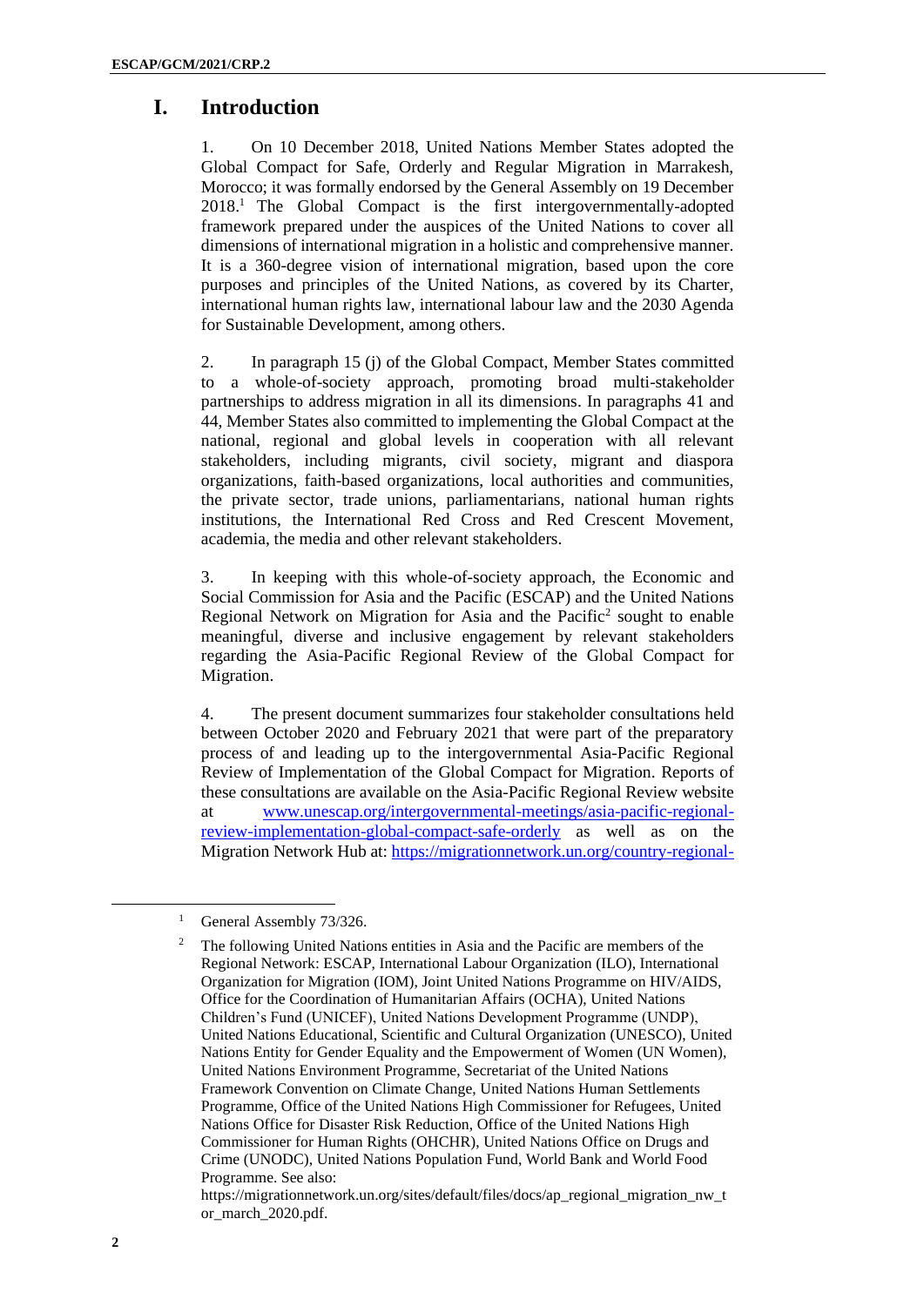# I. Introduction

1. On 10 December 2018, United Nations Member States adopted the Global Compact for Safe, Orderly and Regular Migration in Marrakesh, Morocco; it was formally endorsed by the General Assembly on 19 December 2018.[1] The Global Compact is the first intergovernmentally-adopted framework prepared under the auspices of the United Nations to cover all dimensions of international migration in a holistic and comprehensive manner. It is a 360-degree vision of international migration, based upon the core purposes and principles of the United Nations, as covered by its Charter, international human rights law, international labour law and the 2030 Agenda for Sustainable Development, among others.

2. In paragraph 15 (j) of the Global Compact, Member States committed to a whole-of-society approach, promoting broad multi-stakeholder partnerships to address migration in all its dimensions. In paragraphs 41 and 44, Member States also committed to implementing the Global Compact at the national, regional and global levels in cooperation with all relevant stakeholders, including migrants, civil society, migrant and diaspora organizations, faith-based organizations, local authorities and communities, the private sector, trade unions, parliamentarians, national human rights institutions, the International Red Cross and Red Crescent Movement, academia, the media and other relevant stakeholders.

3. In keeping with this whole-of-society approach, the Economic and Social Commission for Asia and the Pacific (ESCAP) and the United Nations Regional Network on Migration for Asia and the Pacific[2] sought to enable meaningful, diverse and inclusive engagement by relevant stakeholders regarding the Asia-Pacific Regional Review of the Global Compact for Migration.

4. The present document summarizes four stakeholder consultations held between October 2020 and February 2021 that were part of the preparatory process of and leading up to the intergovernmental Asia-Pacific Regional Review of Implementation of the Global Compact for Migration. Reports of these consultations are available on the Asia-Pacific Regional Review website at [www.unescap.org/intergovernmental-meetings/asia-pacific-regional-review-implementation-global-compact-safe-orderly](www.unescap.org/intergovernmental-meetings/asia-pacific-regional-review-implementation-global-compact-safe-orderly) as well as on the Migration Network Hub at: [https://migrationnetwork.un.org/country-regional-](https://migrationnetwork.un.org/country-regional-)

---

[1] General Assembly 73/326.

[2] The following United Nations entities in Asia and the Pacific are members of the Regional Network: ESCAP, International Labour Organization (ILO), International Organization for Migration (IOM), Joint United Nations Programme on HIV/AIDS, Office for the Coordination of Humanitarian Affairs (OCHA), United Nations Children's Fund (UNICEF), United Nations Development Programme (UNDP), United Nations Educational, Scientific and Cultural Organization (UNESCO), United Nations Entity for Gender Equality and the Empowerment of Women (UN Women), United Nations Environment Programme, Secretariat of the United Nations Framework Convention on Climate Change, United Nations Human Settlements Programme, Office of the United Nations High Commissioner for Refugees, United Nations Office for Disaster Risk Reduction, Office of the United Nations High Commissioner for Human Rights (OHCHR), United Nations Office on Drugs and Crime (UNODC), United Nations Population Fund, World Bank and World Food Programme. See also: https://migrationnetwork.un.org/sites/default/files/docs/ap_regional_migration_nw_tor_march_2020.pdf.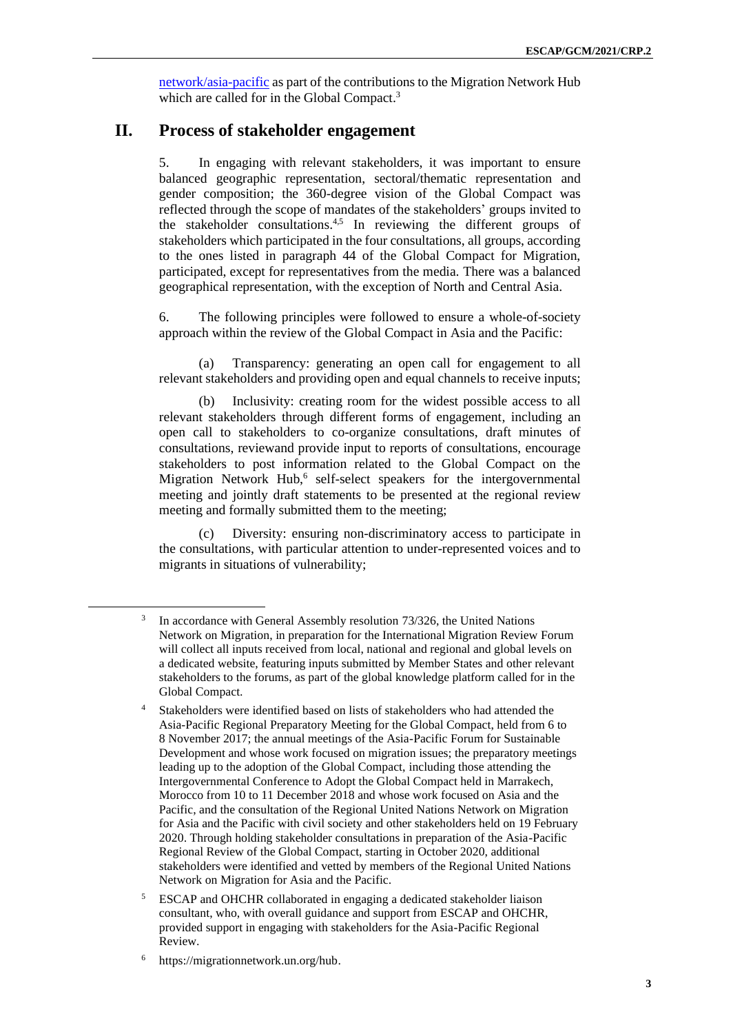network/asia-pacific as part of the contributions to the Migration Network Hub which are called for in the Global Compact.[3]

## II. Process of stakeholder engagement

5. In engaging with relevant stakeholders, it was important to ensure balanced geographic representation, sectoral/thematic representation and gender composition; the 360-degree vision of the Global Compact was reflected through the scope of mandates of the stakeholders' groups invited to the stakeholder consultations.[4,5] In reviewing the different groups of stakeholders which participated in the four consultations, all groups, according to the ones listed in paragraph 44 of the Global Compact for Migration, participated, except for representatives from the media. There was a balanced geographical representation, with the exception of North and Central Asia.

6. The following principles were followed to ensure a whole-of-society approach within the review of the Global Compact in Asia and the Pacific:

(a) Transparency: generating an open call for engagement to all relevant stakeholders and providing open and equal channels to receive inputs;

(b) Inclusivity: creating room for the widest possible access to all relevant stakeholders through different forms of engagement, including an open call to stakeholders to co-organize consultations, draft minutes of consultations, reviewand provide input to reports of consultations, encourage stakeholders to post information related to the Global Compact on the Migration Network Hub,[6] self-select speakers for the intergovernmental meeting and jointly draft statements to be presented at the regional review meeting and formally submitted them to the meeting;

(c) Diversity: ensuring non-discriminatory access to participate in the consultations, with particular attention to under-represented voices and to migrants in situations of vulnerability;

---

[3] In accordance with General Assembly resolution 73/326, the United Nations Network on Migration, in preparation for the International Migration Review Forum will collect all inputs received from local, national and regional and global levels on a dedicated website, featuring inputs submitted by Member States and other relevant stakeholders to the forums, as part of the global knowledge platform called for in the Global Compact.

[4] Stakeholders were identified based on lists of stakeholders who had attended the Asia-Pacific Regional Preparatory Meeting for the Global Compact, held from 6 to 8 November 2017; the annual meetings of the Asia-Pacific Forum for Sustainable Development and whose work focused on migration issues; the preparatory meetings leading up to the adoption of the Global Compact, including those attending the Intergovernmental Conference to Adopt the Global Compact held in Marrakech, Morocco from 10 to 11 December 2018 and whose work focused on Asia and the Pacific, and the consultation of the Regional United Nations Network on Migration for Asia and the Pacific with civil society and other stakeholders held on 19 February 2020. Through holding stakeholder consultations in preparation of the Asia-Pacific Regional Review of the Global Compact, starting in October 2020, additional stakeholders were identified and vetted by members of the Regional United Nations Network on Migration for Asia and the Pacific.

[5] ESCAP and OHCHR collaborated in engaging a dedicated stakeholder liaison consultant, who, with overall guidance and support from ESCAP and OHCHR, provided support in engaging with stakeholders for the Asia-Pacific Regional Review.

[6] https://migrationnetwork.un.org/hub.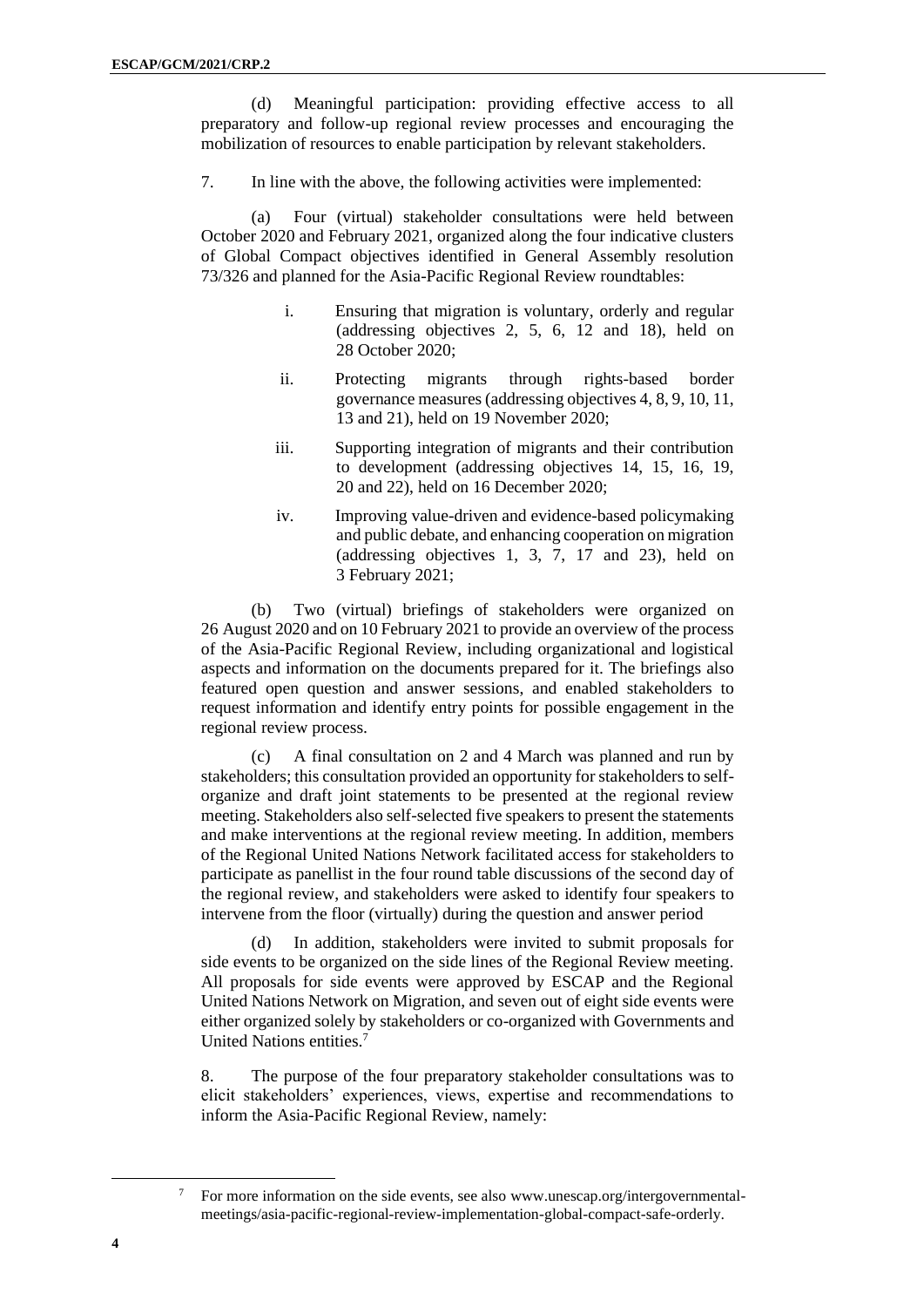(d) Meaningful participation: providing effective access to all preparatory and follow-up regional review processes and encouraging the mobilization of resources to enable participation by relevant stakeholders.

7. In line with the above, the following activities were implemented:

(a) Four (virtual) stakeholder consultations were held between October 2020 and February 2021, organized along the four indicative clusters of Global Compact objectives identified in General Assembly resolution 73/326 and planned for the Asia-Pacific Regional Review roundtables:

i. Ensuring that migration is voluntary, orderly and regular (addressing objectives 2, 5, 6, 12 and 18), held on 28 October 2020;

ii. Protecting migrants through rights-based border governance measures (addressing objectives 4, 8, 9, 10, 11, 13 and 21), held on 19 November 2020;

iii. Supporting integration of migrants and their contribution to development (addressing objectives 14, 15, 16, 19, 20 and 22), held on 16 December 2020;

iv. Improving value-driven and evidence-based policymaking and public debate, and enhancing cooperation on migration (addressing objectives 1, 3, 7, 17 and 23), held on 3 February 2021;

(b) Two (virtual) briefings of stakeholders were organized on 26 August 2020 and on 10 February 2021 to provide an overview of the process of the Asia-Pacific Regional Review, including organizational and logistical aspects and information on the documents prepared for it. The briefings also featured open question and answer sessions, and enabled stakeholders to request information and identify entry points for possible engagement in the regional review process.

(c) A final consultation on 2 and 4 March was planned and run by stakeholders; this consultation provided an opportunity for stakeholders to self-organize and draft joint statements to be presented at the regional review meeting. Stakeholders also self-selected five speakers to present the statements and make interventions at the regional review meeting. In addition, members of the Regional United Nations Network facilitated access for stakeholders to participate as panellist in the four round table discussions of the second day of the regional review, and stakeholders were asked to identify four speakers to intervene from the floor (virtually) during the question and answer period

(d) In addition, stakeholders were invited to submit proposals for side events to be organized on the side lines of the Regional Review meeting. All proposals for side events were approved by ESCAP and the Regional United Nations Network on Migration, and seven out of eight side events were either organized solely by stakeholders or co-organized with Governments and United Nations entities.[7]

8. The purpose of the four preparatory stakeholder consultations was to elicit stakeholders' experiences, views, expertise and recommendations to inform the Asia-Pacific Regional Review, namely:

---

[7] For more information on the side events, see also www.unescap.org/intergovernmental-meetings/asia-pacific-regional-review-implementation-global-compact-safe-orderly.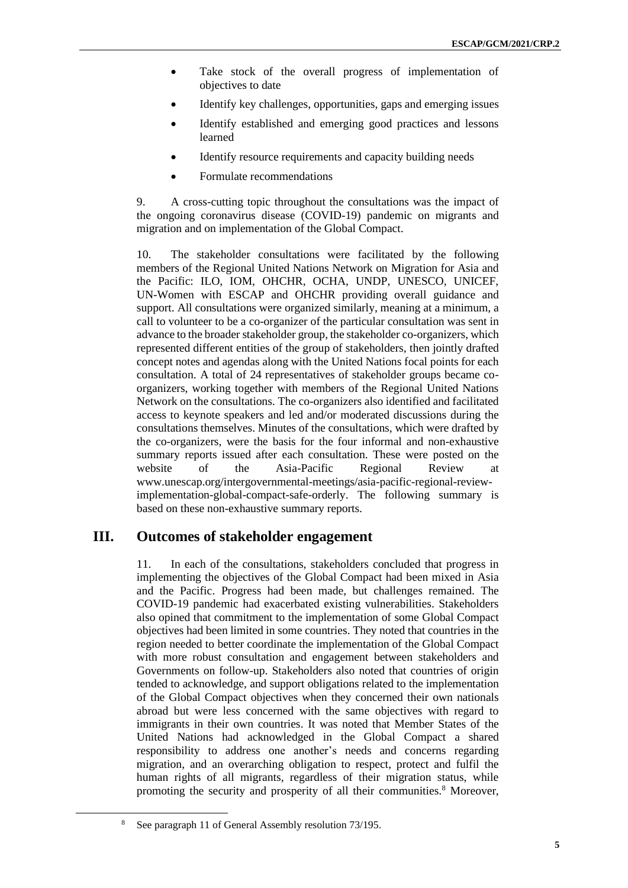- Take stock of the overall progress of implementation of objectives to date
- Identify key challenges, opportunities, gaps and emerging issues
- Identify established and emerging good practices and lessons learned
- Identify resource requirements and capacity building needs
- Formulate recommendations

9. A cross-cutting topic throughout the consultations was the impact of the ongoing coronavirus disease (COVID-19) pandemic on migrants and migration and on implementation of the Global Compact.

10. The stakeholder consultations were facilitated by the following members of the Regional United Nations Network on Migration for Asia and the Pacific: ILO, IOM, OHCHR, OCHA, UNDP, UNESCO, UNICEF, UN-Women with ESCAP and OHCHR providing overall guidance and support. All consultations were organized similarly, meaning at a minimum, a call to volunteer to be a co-organizer of the particular consultation was sent in advance to the broader stakeholder group, the stakeholder co-organizers, which represented different entities of the group of stakeholders, then jointly drafted concept notes and agendas along with the United Nations focal points for each consultation. A total of 24 representatives of stakeholder groups became co-organizers, working together with members of the Regional United Nations Network on the consultations. The co-organizers also identified and facilitated access to keynote speakers and led and/or moderated discussions during the consultations themselves. Minutes of the consultations, which were drafted by the co-organizers, were the basis for the four informal and non-exhaustive summary reports issued after each consultation. These were posted on the website of the Asia-Pacific Regional Review at www.unescap.org/intergovernmental-meetings/asia-pacific-regional-review-implementation-global-compact-safe-orderly. The following summary is based on these non-exhaustive summary reports.

## III. Outcomes of stakeholder engagement

11. In each of the consultations, stakeholders concluded that progress in implementing the objectives of the Global Compact had been mixed in Asia and the Pacific. Progress had been made, but challenges remained. The COVID-19 pandemic had exacerbated existing vulnerabilities. Stakeholders also opined that commitment to the implementation of some Global Compact objectives had been limited in some countries. They noted that countries in the region needed to better coordinate the implementation of the Global Compact with more robust consultation and engagement between stakeholders and Governments on follow-up. Stakeholders also noted that countries of origin tended to acknowledge, and support obligations related to the implementation of the Global Compact objectives when they concerned their own nationals abroad but were less concerned with the same objectives with regard to immigrants in their own countries. It was noted that Member States of the United Nations had acknowledged in the Global Compact a shared responsibility to address one another's needs and concerns regarding migration, and an overarching obligation to respect, protect and fulfil the human rights of all migrants, regardless of their migration status, while promoting the security and prosperity of all their communities.[8] Moreover,

[8] See paragraph 11 of General Assembly resolution 73/195.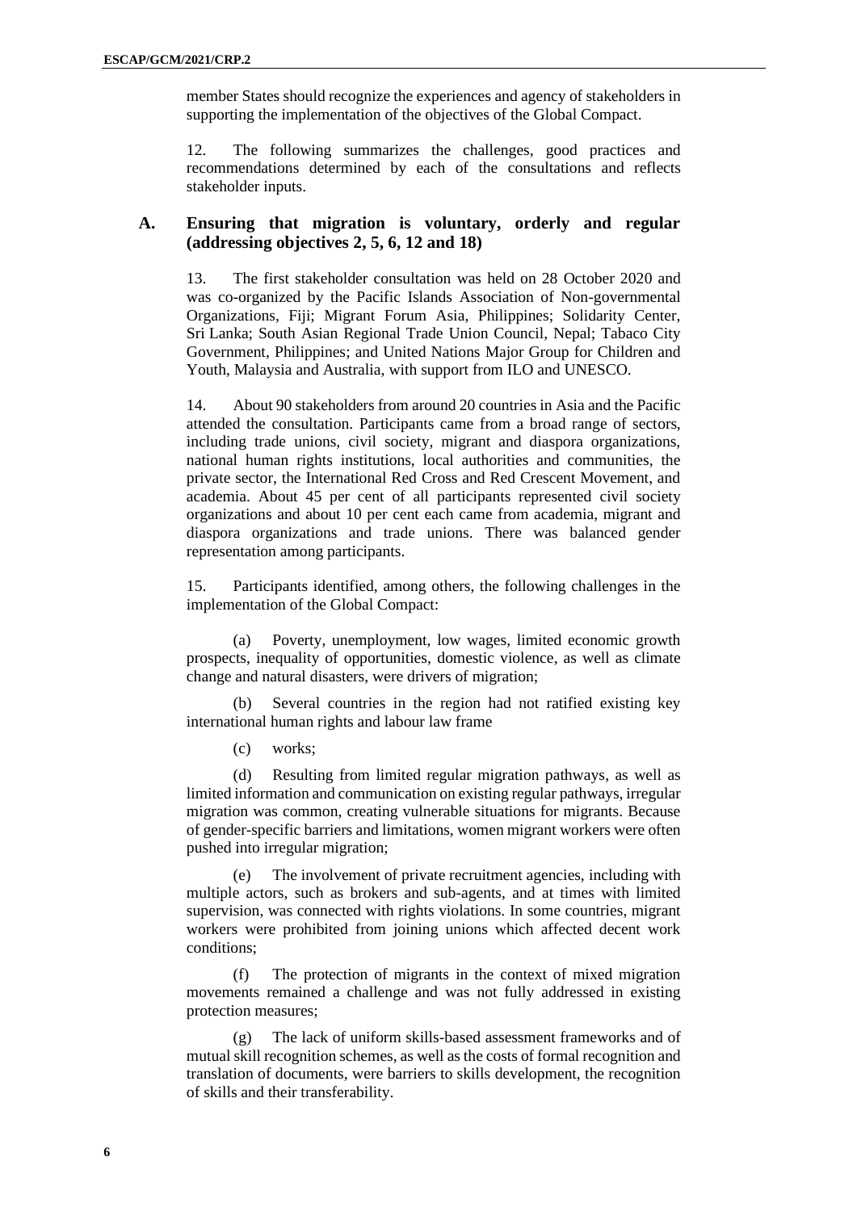member States should recognize the experiences and agency of stakeholders in supporting the implementation of the objectives of the Global Compact.

12. The following summarizes the challenges, good practices and recommendations determined by each of the consultations and reflects stakeholder inputs.

## A. Ensuring that migration is voluntary, orderly and regular (addressing objectives 2, 5, 6, 12 and 18)

13. The first stakeholder consultation was held on 28 October 2020 and was co-organized by the Pacific Islands Association of Non-governmental Organizations, Fiji; Migrant Forum Asia, Philippines; Solidarity Center, Sri Lanka; South Asian Regional Trade Union Council, Nepal; Tabaco City Government, Philippines; and United Nations Major Group for Children and Youth, Malaysia and Australia, with support from ILO and UNESCO.

14. About 90 stakeholders from around 20 countries in Asia and the Pacific attended the consultation. Participants came from a broad range of sectors, including trade unions, civil society, migrant and diaspora organizations, national human rights institutions, local authorities and communities, the private sector, the International Red Cross and Red Crescent Movement, and academia. About 45 per cent of all participants represented civil society organizations and about 10 per cent each came from academia, migrant and diaspora organizations and trade unions. There was balanced gender representation among participants.

15. Participants identified, among others, the following challenges in the implementation of the Global Compact:

(a) Poverty, unemployment, low wages, limited economic growth prospects, inequality of opportunities, domestic violence, as well as climate change and natural disasters, were drivers of migration;

(b) Several countries in the region had not ratified existing key international human rights and labour law frame

(c) works;

(d) Resulting from limited regular migration pathways, as well as limited information and communication on existing regular pathways, irregular migration was common, creating vulnerable situations for migrants. Because of gender-specific barriers and limitations, women migrant workers were often pushed into irregular migration;

(e) The involvement of private recruitment agencies, including with multiple actors, such as brokers and sub-agents, and at times with limited supervision, was connected with rights violations. In some countries, migrant workers were prohibited from joining unions which affected decent work conditions;

(f) The protection of migrants in the context of mixed migration movements remained a challenge and was not fully addressed in existing protection measures;

(g) The lack of uniform skills-based assessment frameworks and of mutual skill recognition schemes, as well as the costs of formal recognition and translation of documents, were barriers to skills development, the recognition of skills and their transferability.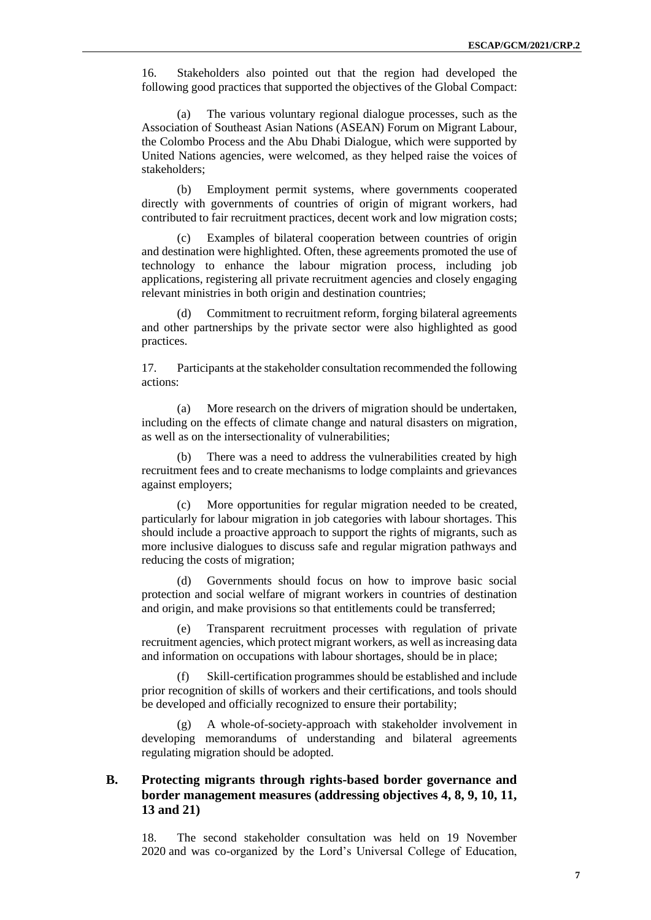16. Stakeholders also pointed out that the region had developed the following good practices that supported the objectives of the Global Compact:

(a) The various voluntary regional dialogue processes, such as the Association of Southeast Asian Nations (ASEAN) Forum on Migrant Labour, the Colombo Process and the Abu Dhabi Dialogue, which were supported by United Nations agencies, were welcomed, as they helped raise the voices of stakeholders;

(b) Employment permit systems, where governments cooperated directly with governments of countries of origin of migrant workers, had contributed to fair recruitment practices, decent work and low migration costs;

(c) Examples of bilateral cooperation between countries of origin and destination were highlighted. Often, these agreements promoted the use of technology to enhance the labour migration process, including job applications, registering all private recruitment agencies and closely engaging relevant ministries in both origin and destination countries;

(d) Commitment to recruitment reform, forging bilateral agreements and other partnerships by the private sector were also highlighted as good practices.

17. Participants at the stakeholder consultation recommended the following actions:

(a) More research on the drivers of migration should be undertaken, including on the effects of climate change and natural disasters on migration, as well as on the intersectionality of vulnerabilities;

(b) There was a need to address the vulnerabilities created by high recruitment fees and to create mechanisms to lodge complaints and grievances against employers;

(c) More opportunities for regular migration needed to be created, particularly for labour migration in job categories with labour shortages. This should include a proactive approach to support the rights of migrants, such as more inclusive dialogues to discuss safe and regular migration pathways and reducing the costs of migration;

(d) Governments should focus on how to improve basic social protection and social welfare of migrant workers in countries of destination and origin, and make provisions so that entitlements could be transferred;

(e) Transparent recruitment processes with regulation of private recruitment agencies, which protect migrant workers, as well as increasing data and information on occupations with labour shortages, should be in place;

(f) Skill-certification programmes should be established and include prior recognition of skills of workers and their certifications, and tools should be developed and officially recognized to ensure their portability;

(g) A whole-of-society-approach with stakeholder involvement in developing memorandums of understanding and bilateral agreements regulating migration should be adopted.

## B. Protecting migrants through rights-based border governance and border management measures (addressing objectives 4, 8, 9, 10, 11, 13 and 21)

18. The second stakeholder consultation was held on 19 November 2020 and was co-organized by the Lord's Universal College of Education,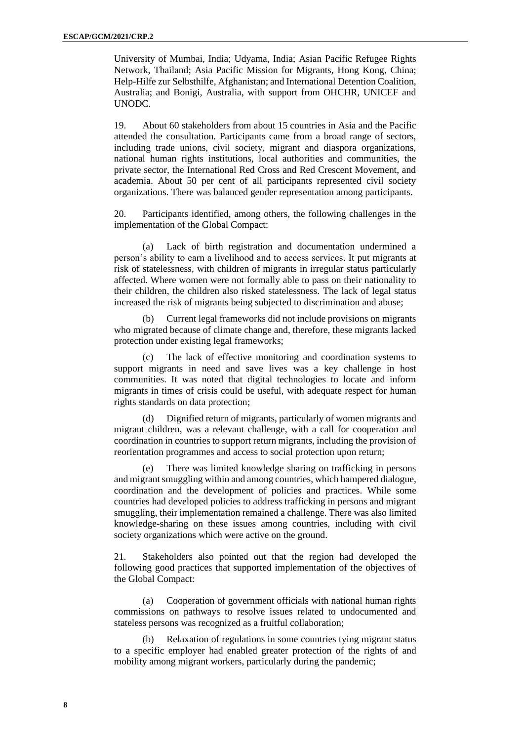University of Mumbai, India; Udyama, India; Asian Pacific Refugee Rights Network, Thailand; Asia Pacific Mission for Migrants, Hong Kong, China; Help-Hilfe zur Selbsthilfe, Afghanistan; and International Detention Coalition, Australia; and Bonigi, Australia, with support from OHCHR, UNICEF and UNODC.

19. About 60 stakeholders from about 15 countries in Asia and the Pacific attended the consultation. Participants came from a broad range of sectors, including trade unions, civil society, migrant and diaspora organizations, national human rights institutions, local authorities and communities, the private sector, the International Red Cross and Red Crescent Movement, and academia. About 50 per cent of all participants represented civil society organizations. There was balanced gender representation among participants.

20. Participants identified, among others, the following challenges in the implementation of the Global Compact:

(a) Lack of birth registration and documentation undermined a person's ability to earn a livelihood and to access services. It put migrants at risk of statelessness, with children of migrants in irregular status particularly affected. Where women were not formally able to pass on their nationality to their children, the children also risked statelessness. The lack of legal status increased the risk of migrants being subjected to discrimination and abuse;

(b) Current legal frameworks did not include provisions on migrants who migrated because of climate change and, therefore, these migrants lacked protection under existing legal frameworks;

(c) The lack of effective monitoring and coordination systems to support migrants in need and save lives was a key challenge in host communities. It was noted that digital technologies to locate and inform migrants in times of crisis could be useful, with adequate respect for human rights standards on data protection;

(d) Dignified return of migrants, particularly of women migrants and migrant children, was a relevant challenge, with a call for cooperation and coordination in countries to support return migrants, including the provision of reorientation programmes and access to social protection upon return;

(e) There was limited knowledge sharing on trafficking in persons and migrant smuggling within and among countries, which hampered dialogue, coordination and the development of policies and practices. While some countries had developed policies to address trafficking in persons and migrant smuggling, their implementation remained a challenge. There was also limited knowledge-sharing on these issues among countries, including with civil society organizations which were active on the ground.

21. Stakeholders also pointed out that the region had developed the following good practices that supported implementation of the objectives of the Global Compact:

(a) Cooperation of government officials with national human rights commissions on pathways to resolve issues related to undocumented and stateless persons was recognized as a fruitful collaboration;

(b) Relaxation of regulations in some countries tying migrant status to a specific employer had enabled greater protection of the rights of and mobility among migrant workers, particularly during the pandemic;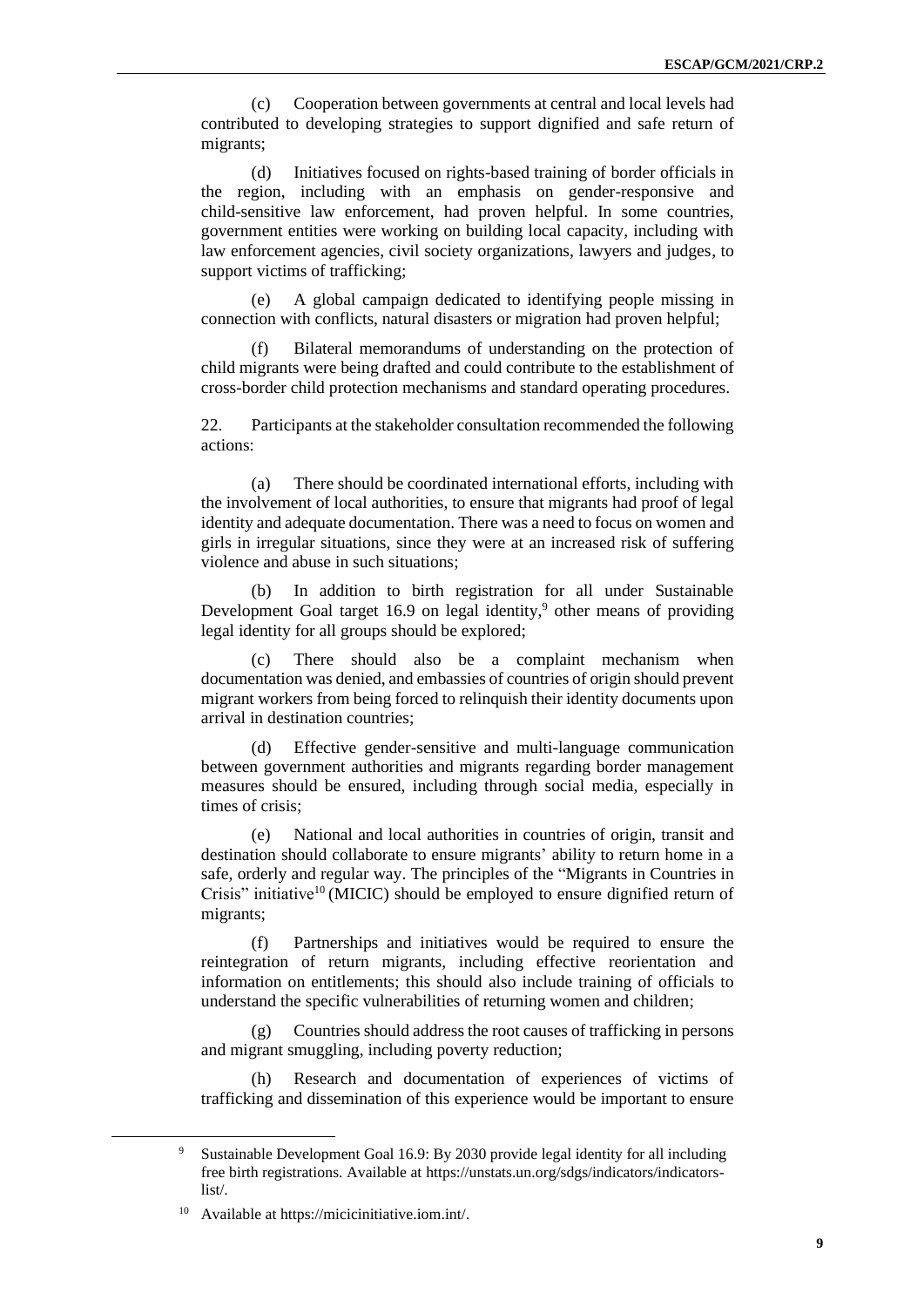(c) Cooperation between governments at central and local levels had contributed to developing strategies to support dignified and safe return of migrants;

(d) Initiatives focused on rights-based training of border officials in the region, including with an emphasis on gender-responsive and child-sensitive law enforcement, had proven helpful. In some countries, government entities were working on building local capacity, including with law enforcement agencies, civil society organizations, lawyers and judges, to support victims of trafficking;

(e) A global campaign dedicated to identifying people missing in connection with conflicts, natural disasters or migration had proven helpful;

(f) Bilateral memorandums of understanding on the protection of child migrants were being drafted and could contribute to the establishment of cross-border child protection mechanisms and standard operating procedures.

22. Participants at the stakeholder consultation recommended the following actions:

(a) There should be coordinated international efforts, including with the involvement of local authorities, to ensure that migrants had proof of legal identity and adequate documentation. There was a need to focus on women and girls in irregular situations, since they were at an increased risk of suffering violence and abuse in such situations;

(b) In addition to birth registration for all under Sustainable Development Goal target 16.9 on legal identity,[9] other means of providing legal identity for all groups should be explored;

(c) There should also be a complaint mechanism when documentation was denied, and embassies of countries of origin should prevent migrant workers from being forced to relinquish their identity documents upon arrival in destination countries;

(d) Effective gender-sensitive and multi-language communication between government authorities and migrants regarding border management measures should be ensured, including through social media, especially in times of crisis;

(e) National and local authorities in countries of origin, transit and destination should collaborate to ensure migrants' ability to return home in a safe, orderly and regular way. The principles of the "Migrants in Countries in Crisis" initiative[10] (MICIC) should be employed to ensure dignified return of migrants;

(f) Partnerships and initiatives would be required to ensure the reintegration of return migrants, including effective reorientation and information on entitlements; this should also include training of officials to understand the specific vulnerabilities of returning women and children;

(g) Countries should address the root causes of trafficking in persons and migrant smuggling, including poverty reduction;

(h) Research and documentation of experiences of victims of trafficking and dissemination of this experience would be important to ensure

---

[9] Sustainable Development Goal 16.9: By 2030 provide legal identity for all including free birth registrations. Available at https://unstats.un.org/sdgs/indicators/indicators-list/.

[10] Available at https://micicinitiative.iom.int/.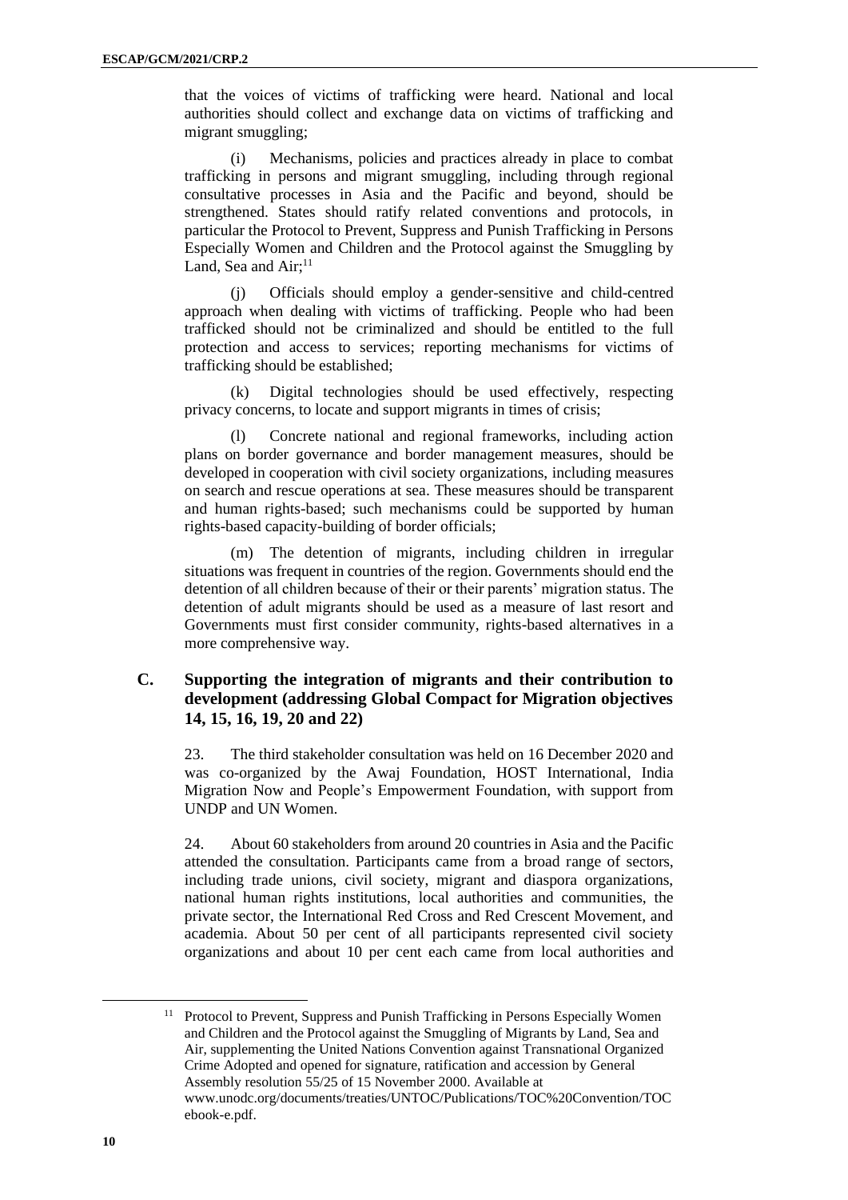that the voices of victims of trafficking were heard. National and local authorities should collect and exchange data on victims of trafficking and migrant smuggling;

(i) Mechanisms, policies and practices already in place to combat trafficking in persons and migrant smuggling, including through regional consultative processes in Asia and the Pacific and beyond, should be strengthened. States should ratify related conventions and protocols, in particular the Protocol to Prevent, Suppress and Punish Trafficking in Persons Especially Women and Children and the Protocol against the Smuggling by Land, Sea and Air;[11]

(j) Officials should employ a gender-sensitive and child-centred approach when dealing with victims of trafficking. People who had been trafficked should not be criminalized and should be entitled to the full protection and access to services; reporting mechanisms for victims of trafficking should be established;

(k) Digital technologies should be used effectively, respecting privacy concerns, to locate and support migrants in times of crisis;

(l) Concrete national and regional frameworks, including action plans on border governance and border management measures, should be developed in cooperation with civil society organizations, including measures on search and rescue operations at sea. These measures should be transparent and human rights-based; such mechanisms could be supported by human rights-based capacity-building of border officials;

(m) The detention of migrants, including children in irregular situations was frequent in countries of the region. Governments should end the detention of all children because of their or their parents' migration status. The detention of adult migrants should be used as a measure of last resort and Governments must first consider community, rights-based alternatives in a more comprehensive way.

## C. Supporting the integration of migrants and their contribution to development (addressing Global Compact for Migration objectives 14, 15, 16, 19, 20 and 22)

23. The third stakeholder consultation was held on 16 December 2020 and was co-organized by the Awaj Foundation, HOST International, India Migration Now and People's Empowerment Foundation, with support from UNDP and UN Women.

24. About 60 stakeholders from around 20 countries in Asia and the Pacific attended the consultation. Participants came from a broad range of sectors, including trade unions, civil society, migrant and diaspora organizations, national human rights institutions, local authorities and communities, the private sector, the International Red Cross and Red Crescent Movement, and academia. About 50 per cent of all participants represented civil society organizations and about 10 per cent each came from local authorities and

[11] Protocol to Prevent, Suppress and Punish Trafficking in Persons Especially Women and Children and the Protocol against the Smuggling of Migrants by Land, Sea and Air, supplementing the United Nations Convention against Transnational Organized Crime Adopted and opened for signature, ratification and accession by General Assembly resolution 55/25 of 15 November 2000. Available at www.unodc.org/documents/treaties/UNTOC/Publications/TOC%20Convention/TOCebook-e.pdf.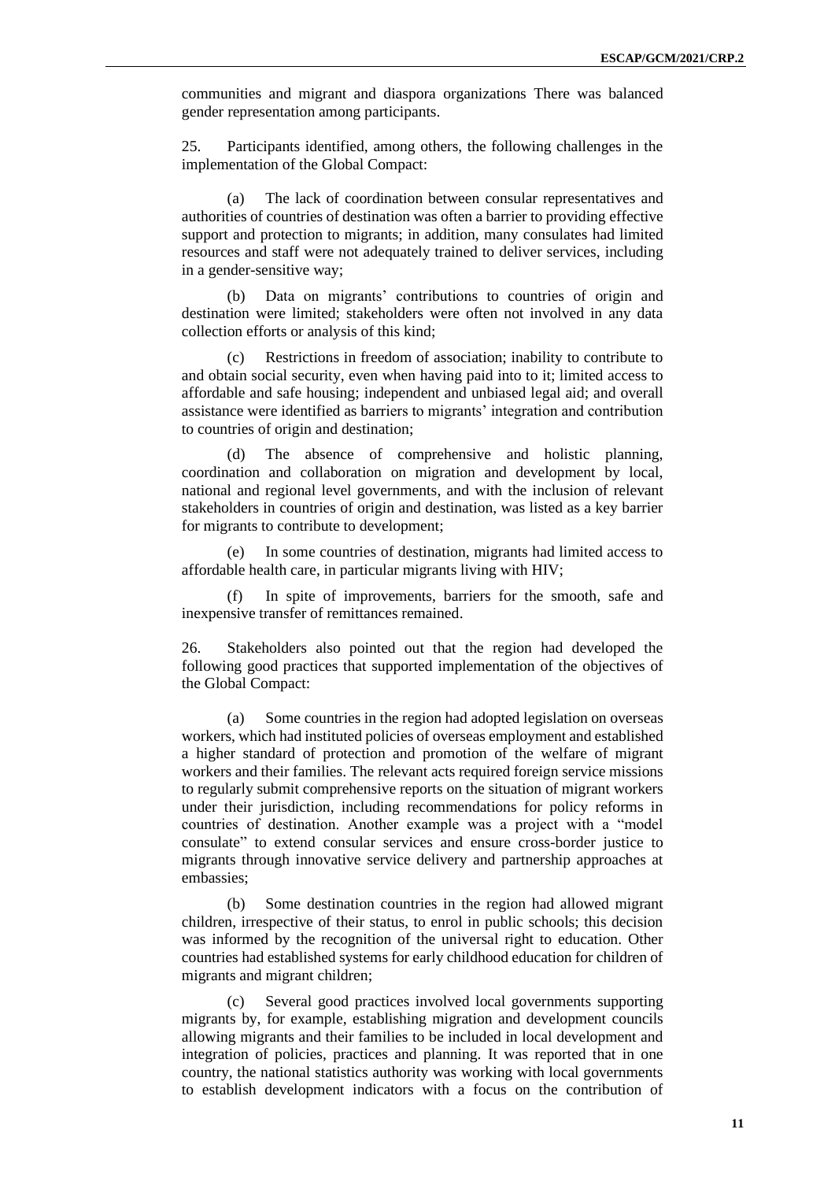communities and migrant and diaspora organizations There was balanced gender representation among participants.

25. Participants identified, among others, the following challenges in the implementation of the Global Compact:

(a) The lack of coordination between consular representatives and authorities of countries of destination was often a barrier to providing effective support and protection to migrants; in addition, many consulates had limited resources and staff were not adequately trained to deliver services, including in a gender-sensitive way;

(b) Data on migrants' contributions to countries of origin and destination were limited; stakeholders were often not involved in any data collection efforts or analysis of this kind;

(c) Restrictions in freedom of association; inability to contribute to and obtain social security, even when having paid into to it; limited access to affordable and safe housing; independent and unbiased legal aid; and overall assistance were identified as barriers to migrants' integration and contribution to countries of origin and destination;

(d) The absence of comprehensive and holistic planning, coordination and collaboration on migration and development by local, national and regional level governments, and with the inclusion of relevant stakeholders in countries of origin and destination, was listed as a key barrier for migrants to contribute to development;

(e) In some countries of destination, migrants had limited access to affordable health care, in particular migrants living with HIV;

(f) In spite of improvements, barriers for the smooth, safe and inexpensive transfer of remittances remained.

26. Stakeholders also pointed out that the region had developed the following good practices that supported implementation of the objectives of the Global Compact:

(a) Some countries in the region had adopted legislation on overseas workers, which had instituted policies of overseas employment and established a higher standard of protection and promotion of the welfare of migrant workers and their families. The relevant acts required foreign service missions to regularly submit comprehensive reports on the situation of migrant workers under their jurisdiction, including recommendations for policy reforms in countries of destination. Another example was a project with a "model consulate" to extend consular services and ensure cross-border justice to migrants through innovative service delivery and partnership approaches at embassies;

(b) Some destination countries in the region had allowed migrant children, irrespective of their status, to enrol in public schools; this decision was informed by the recognition of the universal right to education. Other countries had established systems for early childhood education for children of migrants and migrant children;

(c) Several good practices involved local governments supporting migrants by, for example, establishing migration and development councils allowing migrants and their families to be included in local development and integration of policies, practices and planning. It was reported that in one country, the national statistics authority was working with local governments to establish development indicators with a focus on the contribution of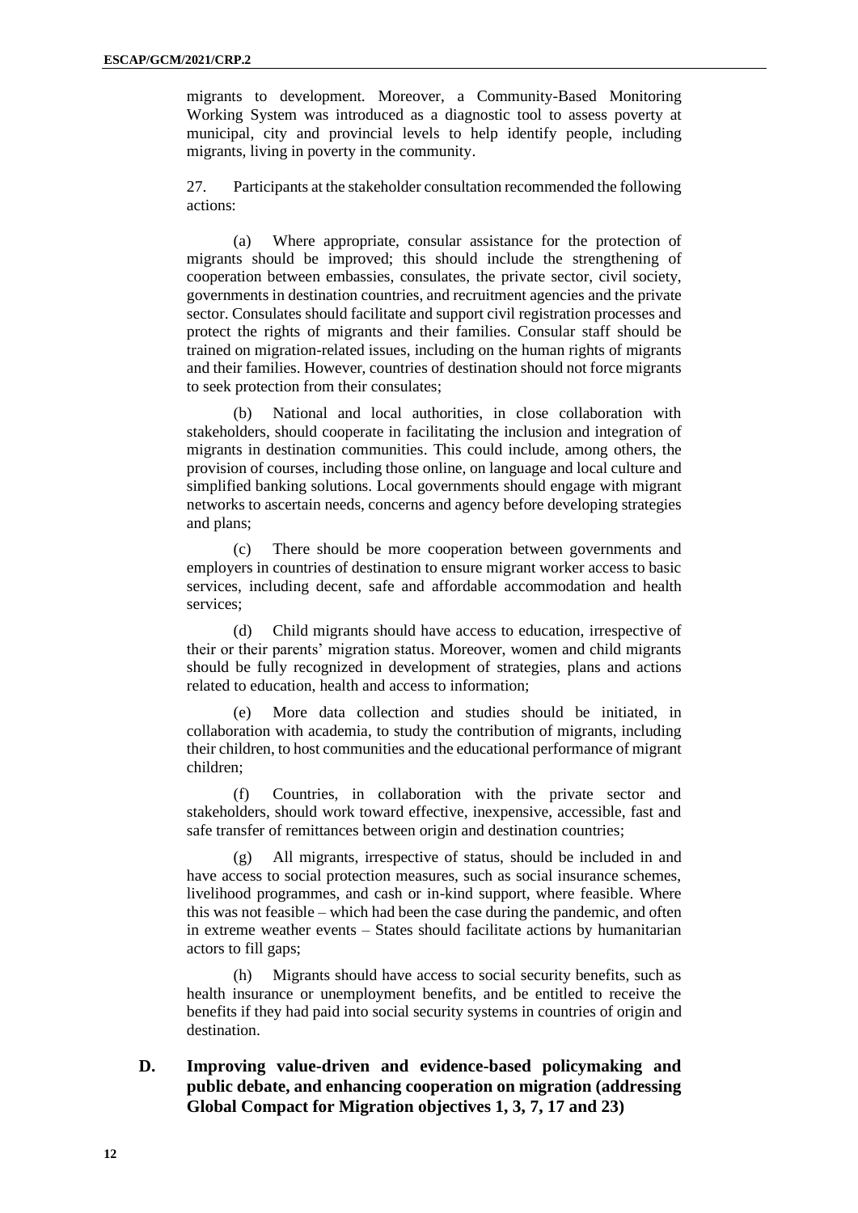migrants to development. Moreover, a Community-Based Monitoring Working System was introduced as a diagnostic tool to assess poverty at municipal, city and provincial levels to help identify people, including migrants, living in poverty in the community.

27. Participants at the stakeholder consultation recommended the following actions:

(a) Where appropriate, consular assistance for the protection of migrants should be improved; this should include the strengthening of cooperation between embassies, consulates, the private sector, civil society, governments in destination countries, and recruitment agencies and the private sector. Consulates should facilitate and support civil registration processes and protect the rights of migrants and their families. Consular staff should be trained on migration-related issues, including on the human rights of migrants and their families. However, countries of destination should not force migrants to seek protection from their consulates;

(b) National and local authorities, in close collaboration with stakeholders, should cooperate in facilitating the inclusion and integration of migrants in destination communities. This could include, among others, the provision of courses, including those online, on language and local culture and simplified banking solutions. Local governments should engage with migrant networks to ascertain needs, concerns and agency before developing strategies and plans;

(c) There should be more cooperation between governments and employers in countries of destination to ensure migrant worker access to basic services, including decent, safe and affordable accommodation and health services;

(d) Child migrants should have access to education, irrespective of their or their parents' migration status. Moreover, women and child migrants should be fully recognized in development of strategies, plans and actions related to education, health and access to information;

(e) More data collection and studies should be initiated, in collaboration with academia, to study the contribution of migrants, including their children, to host communities and the educational performance of migrant children;

(f) Countries, in collaboration with the private sector and stakeholders, should work toward effective, inexpensive, accessible, fast and safe transfer of remittances between origin and destination countries;

(g) All migrants, irrespective of status, should be included in and have access to social protection measures, such as social insurance schemes, livelihood programmes, and cash or in-kind support, where feasible. Where this was not feasible – which had been the case during the pandemic, and often in extreme weather events – States should facilitate actions by humanitarian actors to fill gaps;

(h) Migrants should have access to social security benefits, such as health insurance or unemployment benefits, and be entitled to receive the benefits if they had paid into social security systems in countries of origin and destination.

## D. Improving value-driven and evidence-based policymaking and public debate, and enhancing cooperation on migration (addressing Global Compact for Migration objectives 1, 3, 7, 17 and 23)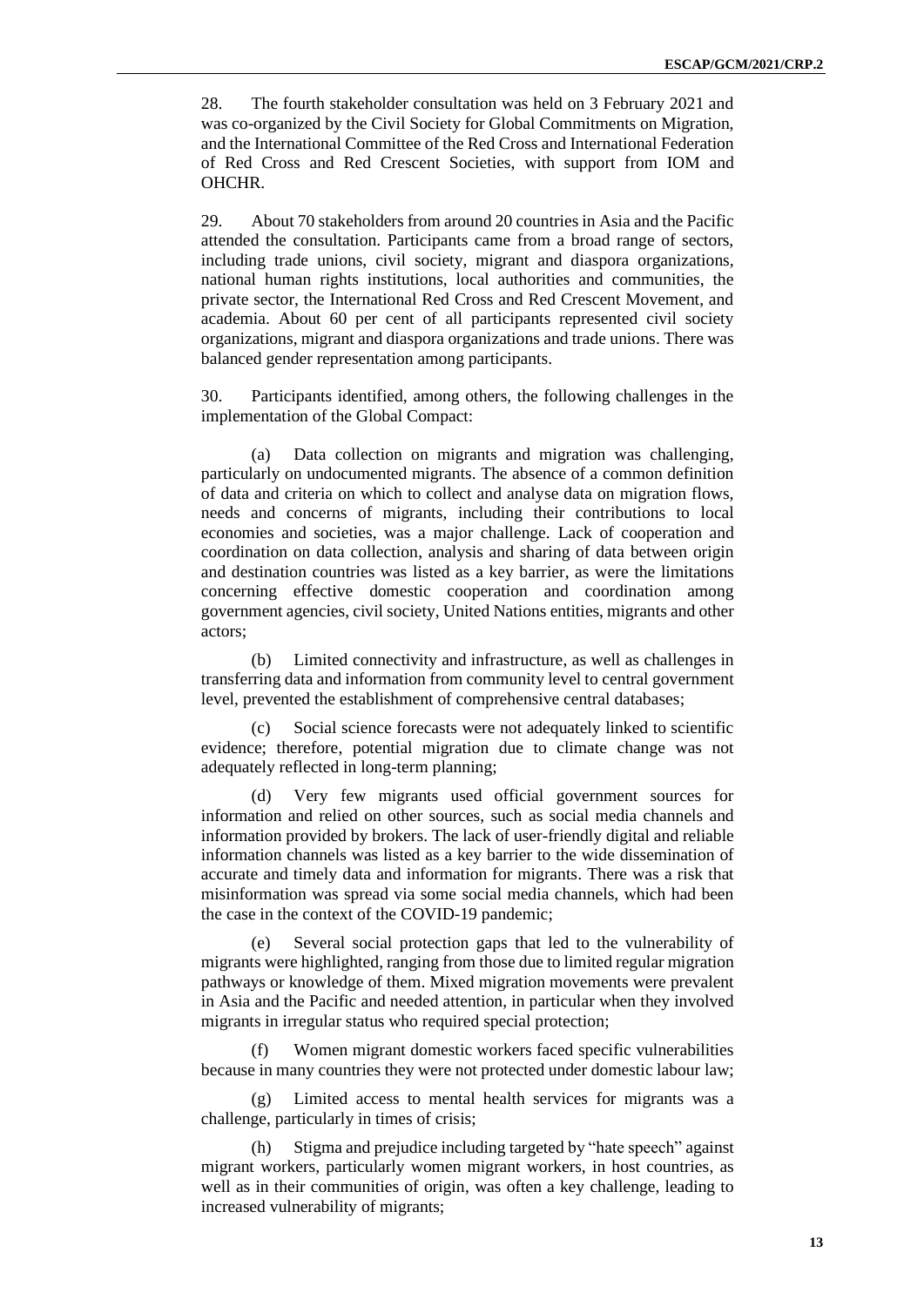28. The fourth stakeholder consultation was held on 3 February 2021 and was co-organized by the Civil Society for Global Commitments on Migration, and the International Committee of the Red Cross and International Federation of Red Cross and Red Crescent Societies, with support from IOM and OHCHR.

29. About 70 stakeholders from around 20 countries in Asia and the Pacific attended the consultation. Participants came from a broad range of sectors, including trade unions, civil society, migrant and diaspora organizations, national human rights institutions, local authorities and communities, the private sector, the International Red Cross and Red Crescent Movement, and academia. About 60 per cent of all participants represented civil society organizations, migrant and diaspora organizations and trade unions. There was balanced gender representation among participants.

30. Participants identified, among others, the following challenges in the implementation of the Global Compact:

(a) Data collection on migrants and migration was challenging, particularly on undocumented migrants. The absence of a common definition of data and criteria on which to collect and analyse data on migration flows, needs and concerns of migrants, including their contributions to local economies and societies, was a major challenge. Lack of cooperation and coordination on data collection, analysis and sharing of data between origin and destination countries was listed as a key barrier, as were the limitations concerning effective domestic cooperation and coordination among government agencies, civil society, United Nations entities, migrants and other actors;

(b) Limited connectivity and infrastructure, as well as challenges in transferring data and information from community level to central government level, prevented the establishment of comprehensive central databases;

(c) Social science forecasts were not adequately linked to scientific evidence; therefore, potential migration due to climate change was not adequately reflected in long-term planning;

(d) Very few migrants used official government sources for information and relied on other sources, such as social media channels and information provided by brokers. The lack of user-friendly digital and reliable information channels was listed as a key barrier to the wide dissemination of accurate and timely data and information for migrants. There was a risk that misinformation was spread via some social media channels, which had been the case in the context of the COVID-19 pandemic;

(e) Several social protection gaps that led to the vulnerability of migrants were highlighted, ranging from those due to limited regular migration pathways or knowledge of them. Mixed migration movements were prevalent in Asia and the Pacific and needed attention, in particular when they involved migrants in irregular status who required special protection;

(f) Women migrant domestic workers faced specific vulnerabilities because in many countries they were not protected under domestic labour law;

(g) Limited access to mental health services for migrants was a challenge, particularly in times of crisis;

(h) Stigma and prejudice including targeted by "hate speech" against migrant workers, particularly women migrant workers, in host countries, as well as in their communities of origin, was often a key challenge, leading to increased vulnerability of migrants;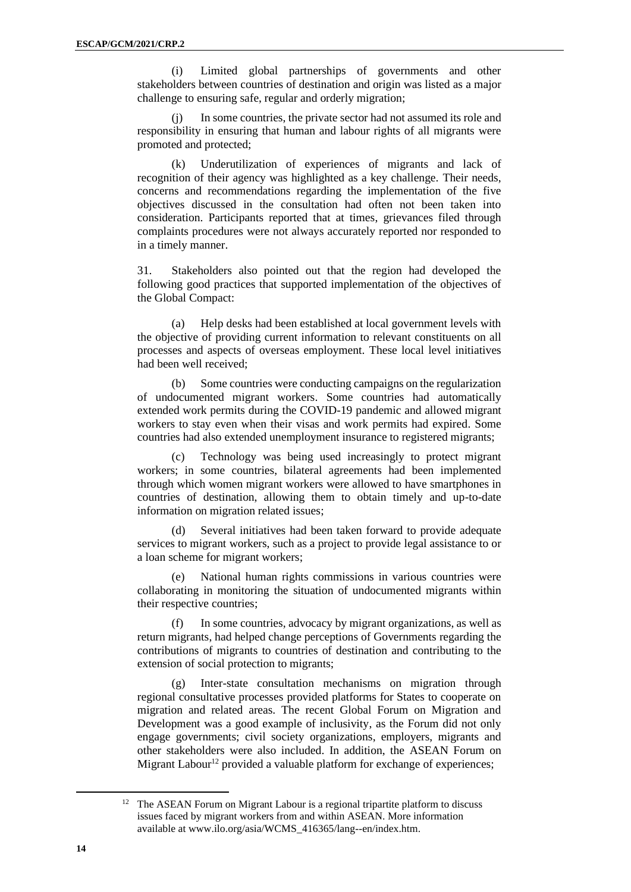(i) Limited global partnerships of governments and other stakeholders between countries of destination and origin was listed as a major challenge to ensuring safe, regular and orderly migration;

(j) In some countries, the private sector had not assumed its role and responsibility in ensuring that human and labour rights of all migrants were promoted and protected;

(k) Underutilization of experiences of migrants and lack of recognition of their agency was highlighted as a key challenge. Their needs, concerns and recommendations regarding the implementation of the five objectives discussed in the consultation had often not been taken into consideration. Participants reported that at times, grievances filed through complaints procedures were not always accurately reported nor responded to in a timely manner.

31. Stakeholders also pointed out that the region had developed the following good practices that supported implementation of the objectives of the Global Compact:

(a) Help desks had been established at local government levels with the objective of providing current information to relevant constituents on all processes and aspects of overseas employment. These local level initiatives had been well received;

(b) Some countries were conducting campaigns on the regularization of undocumented migrant workers. Some countries had automatically extended work permits during the COVID-19 pandemic and allowed migrant workers to stay even when their visas and work permits had expired. Some countries had also extended unemployment insurance to registered migrants;

(c) Technology was being used increasingly to protect migrant workers; in some countries, bilateral agreements had been implemented through which women migrant workers were allowed to have smartphones in countries of destination, allowing them to obtain timely and up-to-date information on migration related issues;

(d) Several initiatives had been taken forward to provide adequate services to migrant workers, such as a project to provide legal assistance to or a loan scheme for migrant workers;

(e) National human rights commissions in various countries were collaborating in monitoring the situation of undocumented migrants within their respective countries;

(f) In some countries, advocacy by migrant organizations, as well as return migrants, had helped change perceptions of Governments regarding the contributions of migrants to countries of destination and contributing to the extension of social protection to migrants;

(g) Inter-state consultation mechanisms on migration through regional consultative processes provided platforms for States to cooperate on migration and related areas. The recent Global Forum on Migration and Development was a good example of inclusivity, as the Forum did not only engage governments; civil society organizations, employers, migrants and other stakeholders were also included. In addition, the ASEAN Forum on Migrant Labour[12] provided a valuable platform for exchange of experiences;

[12] The ASEAN Forum on Migrant Labour is a regional tripartite platform to discuss issues faced by migrant workers from and within ASEAN. More information available at www.ilo.org/asia/WCMS_416365/lang--en/index.htm.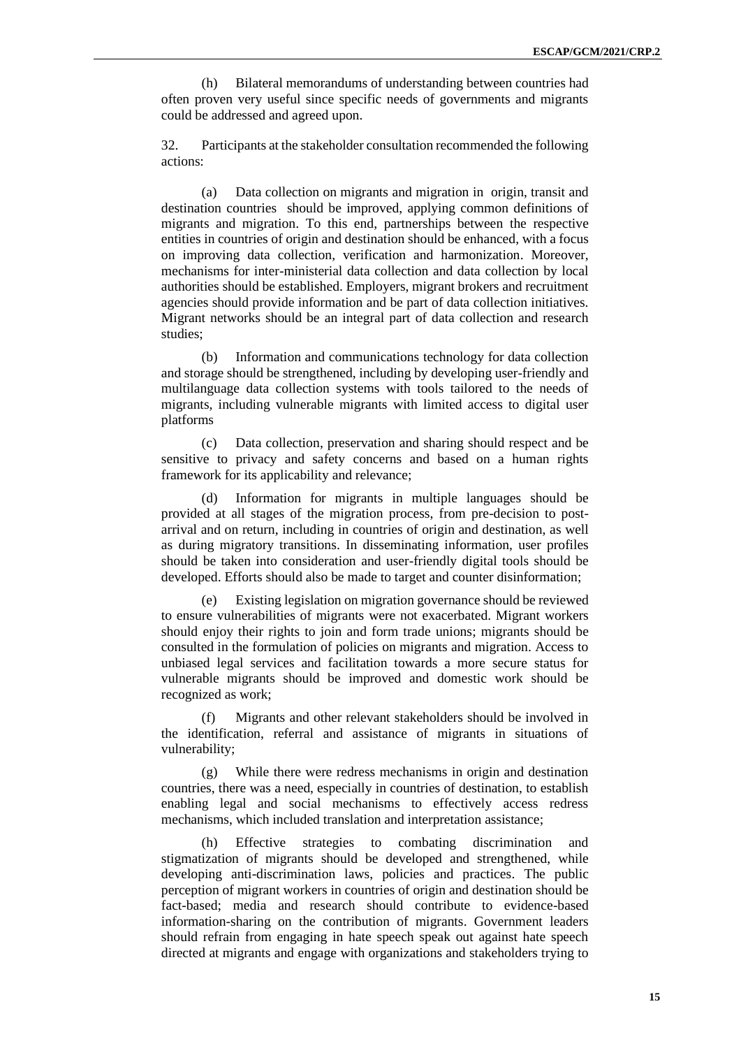(h) Bilateral memorandums of understanding between countries had often proven very useful since specific needs of governments and migrants could be addressed and agreed upon.

32. Participants at the stakeholder consultation recommended the following actions:

(a) Data collection on migrants and migration in origin, transit and destination countries should be improved, applying common definitions of migrants and migration. To this end, partnerships between the respective entities in countries of origin and destination should be enhanced, with a focus on improving data collection, verification and harmonization. Moreover, mechanisms for inter-ministerial data collection and data collection by local authorities should be established. Employers, migrant brokers and recruitment agencies should provide information and be part of data collection initiatives. Migrant networks should be an integral part of data collection and research studies;

(b) Information and communications technology for data collection and storage should be strengthened, including by developing user-friendly and multilanguage data collection systems with tools tailored to the needs of migrants, including vulnerable migrants with limited access to digital user platforms

(c) Data collection, preservation and sharing should respect and be sensitive to privacy and safety concerns and based on a human rights framework for its applicability and relevance;

(d) Information for migrants in multiple languages should be provided at all stages of the migration process, from pre-decision to post-arrival and on return, including in countries of origin and destination, as well as during migratory transitions. In disseminating information, user profiles should be taken into consideration and user-friendly digital tools should be developed. Efforts should also be made to target and counter disinformation;

(e) Existing legislation on migration governance should be reviewed to ensure vulnerabilities of migrants were not exacerbated. Migrant workers should enjoy their rights to join and form trade unions; migrants should be consulted in the formulation of policies on migrants and migration. Access to unbiased legal services and facilitation towards a more secure status for vulnerable migrants should be improved and domestic work should be recognized as work;

(f) Migrants and other relevant stakeholders should be involved in the identification, referral and assistance of migrants in situations of vulnerability;

(g) While there were redress mechanisms in origin and destination countries, there was a need, especially in countries of destination, to establish enabling legal and social mechanisms to effectively access redress mechanisms, which included translation and interpretation assistance;

(h) Effective strategies to combating discrimination and stigmatization of migrants should be developed and strengthened, while developing anti-discrimination laws, policies and practices. The public perception of migrant workers in countries of origin and destination should be fact-based; media and research should contribute to evidence-based information-sharing on the contribution of migrants. Government leaders should refrain from engaging in hate speech speak out against hate speech directed at migrants and engage with organizations and stakeholders trying to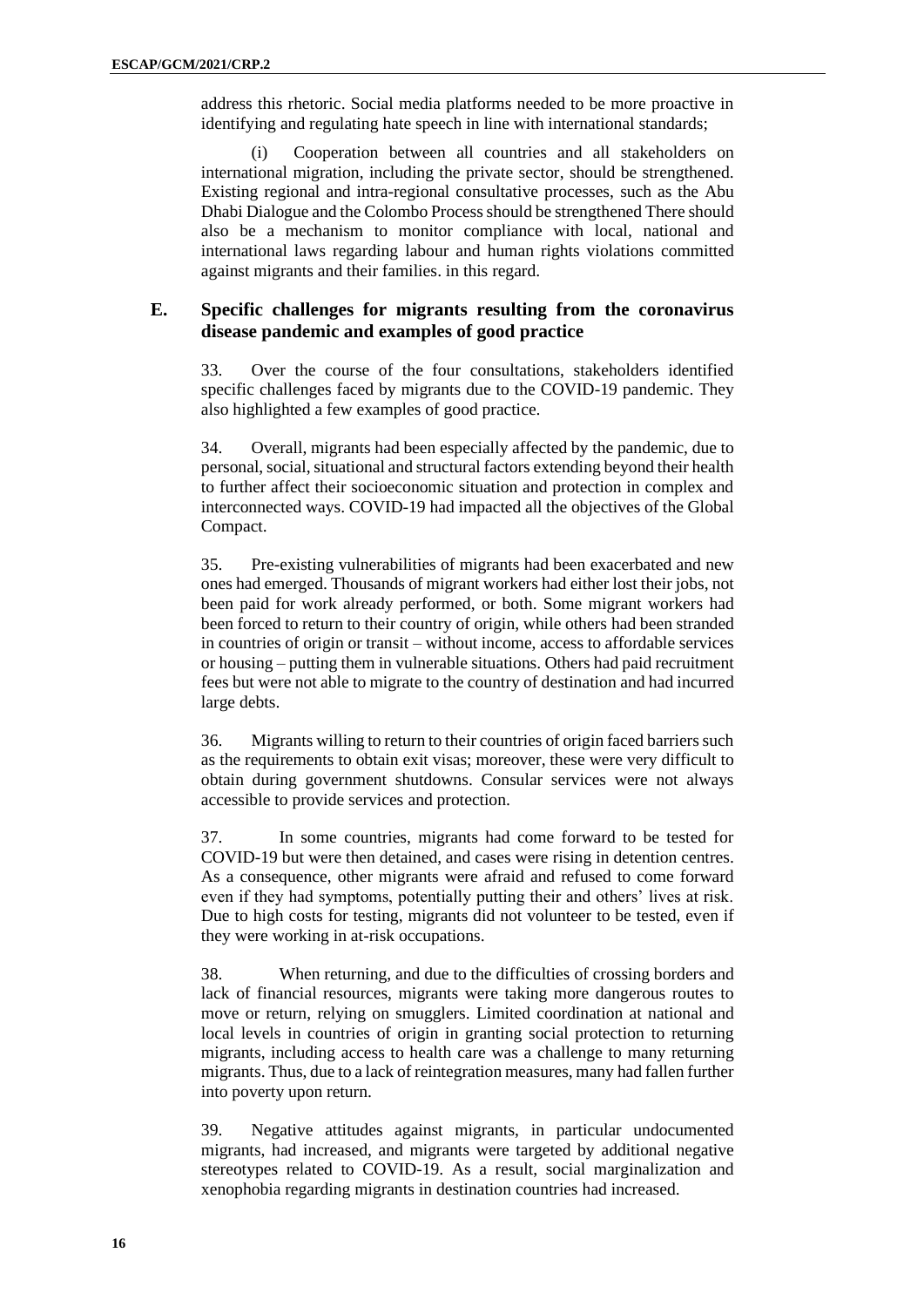address this rhetoric. Social media platforms needed to be more proactive in identifying and regulating hate speech in line with international standards;

(i) Cooperation between all countries and all stakeholders on international migration, including the private sector, should be strengthened. Existing regional and intra-regional consultative processes, such as the Abu Dhabi Dialogue and the Colombo Process should be strengthened There should also be a mechanism to monitor compliance with local, national and international laws regarding labour and human rights violations committed against migrants and their families. in this regard.

## E. Specific challenges for migrants resulting from the coronavirus disease pandemic and examples of good practice

33. Over the course of the four consultations, stakeholders identified specific challenges faced by migrants due to the COVID-19 pandemic. They also highlighted a few examples of good practice.

34. Overall, migrants had been especially affected by the pandemic, due to personal, social, situational and structural factors extending beyond their health to further affect their socioeconomic situation and protection in complex and interconnected ways. COVID-19 had impacted all the objectives of the Global Compact.

35. Pre-existing vulnerabilities of migrants had been exacerbated and new ones had emerged. Thousands of migrant workers had either lost their jobs, not been paid for work already performed, or both. Some migrant workers had been forced to return to their country of origin, while others had been stranded in countries of origin or transit – without income, access to affordable services or housing – putting them in vulnerable situations. Others had paid recruitment fees but were not able to migrate to the country of destination and had incurred large debts.

36. Migrants willing to return to their countries of origin faced barriers such as the requirements to obtain exit visas; moreover, these were very difficult to obtain during government shutdowns. Consular services were not always accessible to provide services and protection.

37. In some countries, migrants had come forward to be tested for COVID-19 but were then detained, and cases were rising in detention centres. As a consequence, other migrants were afraid and refused to come forward even if they had symptoms, potentially putting their and others' lives at risk. Due to high costs for testing, migrants did not volunteer to be tested, even if they were working in at-risk occupations.

38. When returning, and due to the difficulties of crossing borders and lack of financial resources, migrants were taking more dangerous routes to move or return, relying on smugglers. Limited coordination at national and local levels in countries of origin in granting social protection to returning migrants, including access to health care was a challenge to many returning migrants. Thus, due to a lack of reintegration measures, many had fallen further into poverty upon return.

39. Negative attitudes against migrants, in particular undocumented migrants, had increased, and migrants were targeted by additional negative stereotypes related to COVID-19. As a result, social marginalization and xenophobia regarding migrants in destination countries had increased.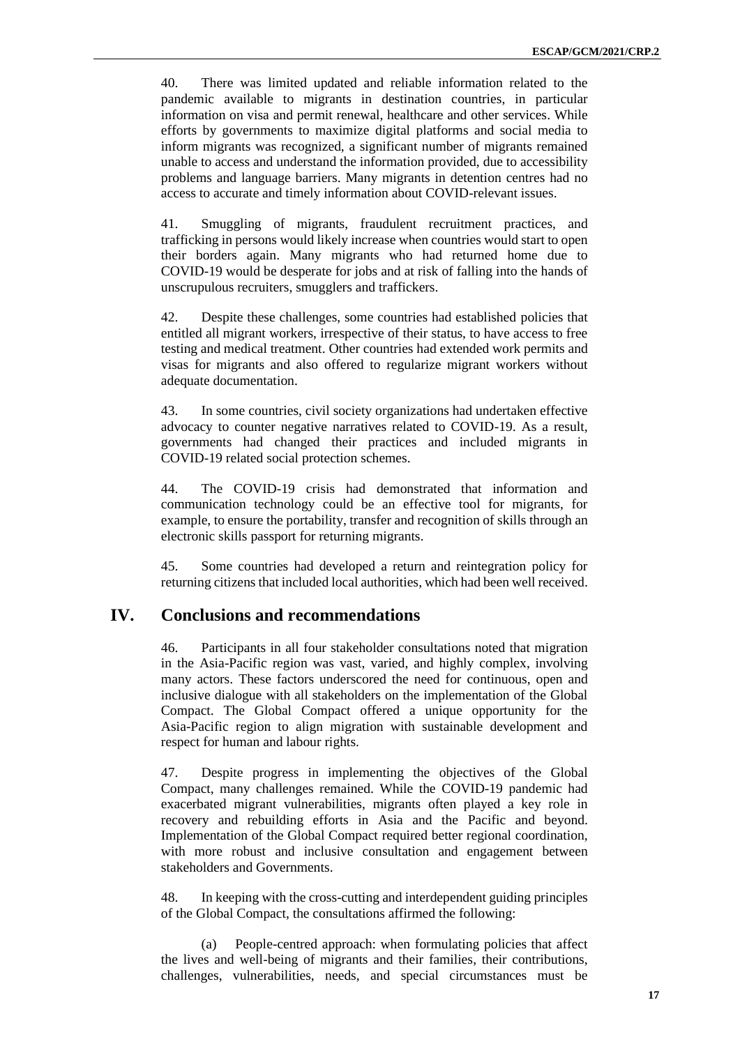40. There was limited updated and reliable information related to the pandemic available to migrants in destination countries, in particular information on visa and permit renewal, healthcare and other services. While efforts by governments to maximize digital platforms and social media to inform migrants was recognized, a significant number of migrants remained unable to access and understand the information provided, due to accessibility problems and language barriers. Many migrants in detention centres had no access to accurate and timely information about COVID-relevant issues.

41. Smuggling of migrants, fraudulent recruitment practices, and trafficking in persons would likely increase when countries would start to open their borders again. Many migrants who had returned home due to COVID-19 would be desperate for jobs and at risk of falling into the hands of unscrupulous recruiters, smugglers and traffickers.

42. Despite these challenges, some countries had established policies that entitled all migrant workers, irrespective of their status, to have access to free testing and medical treatment. Other countries had extended work permits and visas for migrants and also offered to regularize migrant workers without adequate documentation.

43. In some countries, civil society organizations had undertaken effective advocacy to counter negative narratives related to COVID-19. As a result, governments had changed their practices and included migrants in COVID-19 related social protection schemes.

44. The COVID-19 crisis had demonstrated that information and communication technology could be an effective tool for migrants, for example, to ensure the portability, transfer and recognition of skills through an electronic skills passport for returning migrants.

45. Some countries had developed a return and reintegration policy for returning citizens that included local authorities, which had been well received.

## IV. Conclusions and recommendations

46. Participants in all four stakeholder consultations noted that migration in the Asia-Pacific region was vast, varied, and highly complex, involving many actors. These factors underscored the need for continuous, open and inclusive dialogue with all stakeholders on the implementation of the Global Compact. The Global Compact offered a unique opportunity for the Asia-Pacific region to align migration with sustainable development and respect for human and labour rights.

47. Despite progress in implementing the objectives of the Global Compact, many challenges remained. While the COVID-19 pandemic had exacerbated migrant vulnerabilities, migrants often played a key role in recovery and rebuilding efforts in Asia and the Pacific and beyond. Implementation of the Global Compact required better regional coordination, with more robust and inclusive consultation and engagement between stakeholders and Governments.

48. In keeping with the cross-cutting and interdependent guiding principles of the Global Compact, the consultations affirmed the following:

(a) People-centred approach: when formulating policies that affect the lives and well-being of migrants and their families, their contributions, challenges, vulnerabilities, needs, and special circumstances must be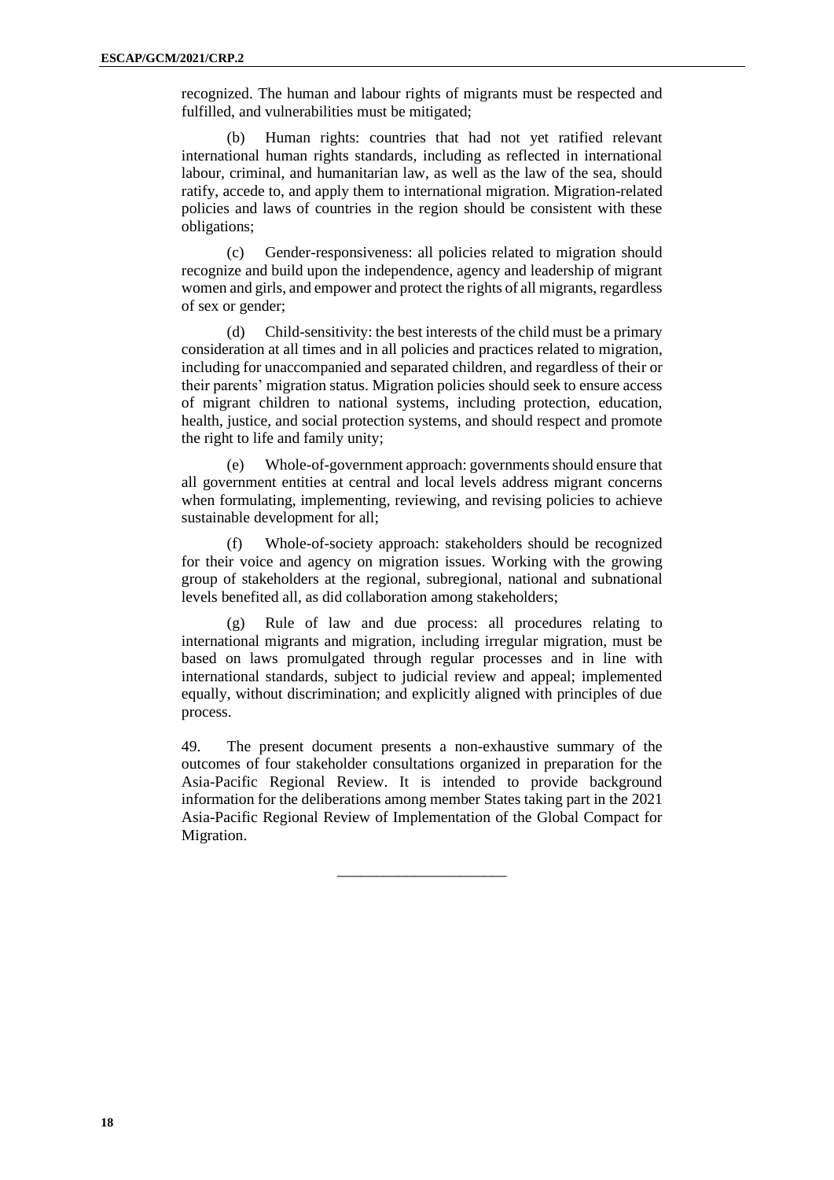recognized. The human and labour rights of migrants must be respected and fulfilled, and vulnerabilities must be mitigated;

(b) Human rights: countries that had not yet ratified relevant international human rights standards, including as reflected in international labour, criminal, and humanitarian law, as well as the law of the sea, should ratify, accede to, and apply them to international migration. Migration-related policies and laws of countries in the region should be consistent with these obligations;

(c) Gender-responsiveness: all policies related to migration should recognize and build upon the independence, agency and leadership of migrant women and girls, and empower and protect the rights of all migrants, regardless of sex or gender;

(d) Child-sensitivity: the best interests of the child must be a primary consideration at all times and in all policies and practices related to migration, including for unaccompanied and separated children, and regardless of their or their parents' migration status. Migration policies should seek to ensure access of migrant children to national systems, including protection, education, health, justice, and social protection systems, and should respect and promote the right to life and family unity;

(e) Whole-of-government approach: governments should ensure that all government entities at central and local levels address migrant concerns when formulating, implementing, reviewing, and revising policies to achieve sustainable development for all;

(f) Whole-of-society approach: stakeholders should be recognized for their voice and agency on migration issues. Working with the growing group of stakeholders at the regional, subregional, national and subnational levels benefited all, as did collaboration among stakeholders;

(g) Rule of law and due process: all procedures relating to international migrants and migration, including irregular migration, must be based on laws promulgated through regular processes and in line with international standards, subject to judicial review and appeal; implemented equally, without discrimination; and explicitly aligned with principles of due process.

49. The present document presents a non-exhaustive summary of the outcomes of four stakeholder consultations organized in preparation for the Asia-Pacific Regional Review. It is intended to provide background information for the deliberations among member States taking part in the 2021 Asia-Pacific Regional Review of Implementation of the Global Compact for Migration.

______________________